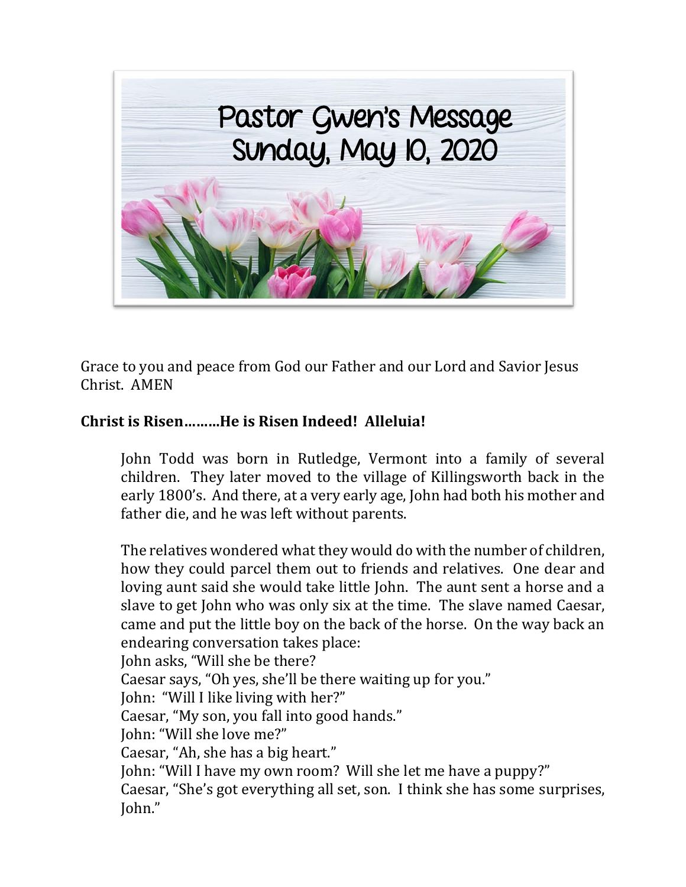# Pastor Gwen's Message
## Sunday, May 10, 2020

Grace to you and peace from God our Father and our Lord and Savior Jesus Christ. AMEN

**Christ is Risen………He is Risen Indeed! Alleluia!**

John Todd was born in Rutledge, Vermont into a family of several children. They later moved to the village of Killingsworth back in the early 1800's. And there, at a very early age, John had both his mother and father die, and he was left without parents.

The relatives wondered what they would do with the number of children, how they could parcel them out to friends and relatives. One dear and loving aunt said she would take little John. The aunt sent a horse and a slave to get John who was only six at the time. The slave named Caesar, came and put the little boy on the back of the horse. On the way back an endearing conversation takes place:
John asks, "Will she be there?
Caesar says, "Oh yes, she'll be there waiting up for you."
John: "Will I like living with her?"
Caesar, "My son, you fall into good hands."
John: "Will she love me?"
Caesar, "Ah, she has a big heart."
John: "Will I have my own room? Will she let me have a puppy?"
Caesar, "She's got everything all set, son. I think she has some surprises, John."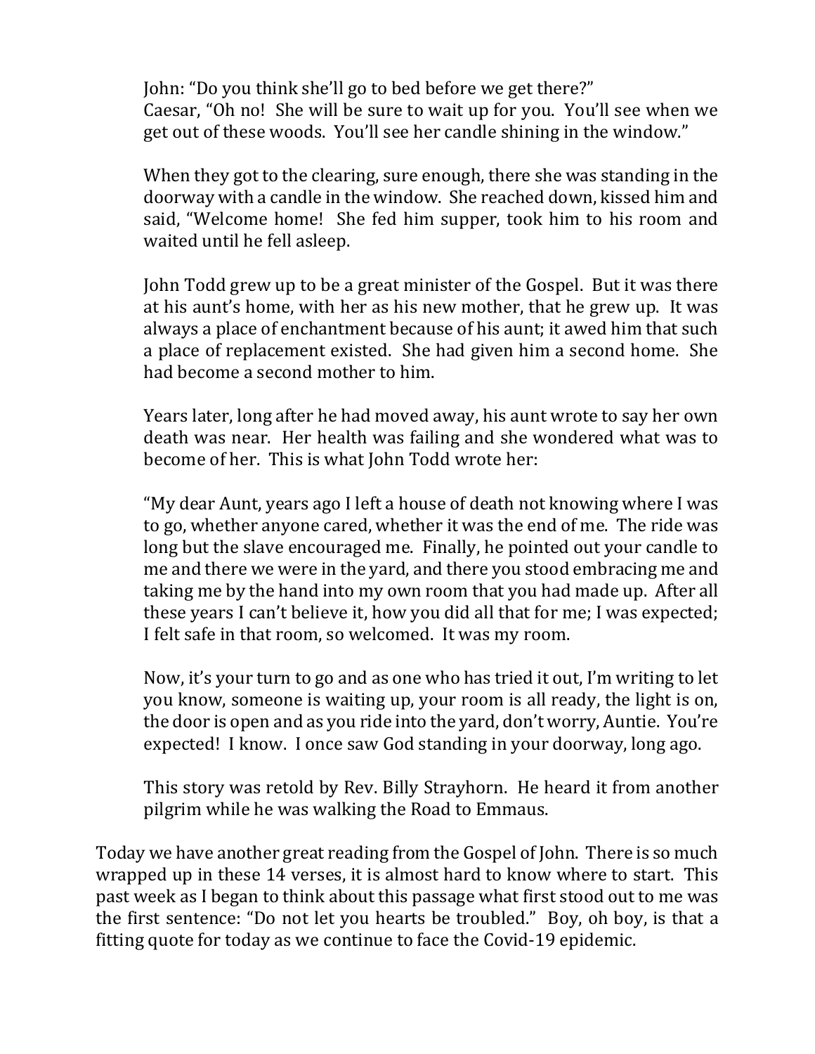John: "Do you think she'll go to bed before we get there?"
Caesar, "Oh no! She will be sure to wait up for you. You'll see when we get out of these woods. You'll see her candle shining in the window."

When they got to the clearing, sure enough, there she was standing in the doorway with a candle in the window. She reached down, kissed him and said, "Welcome home! She fed him supper, took him to his room and waited until he fell asleep.

John Todd grew up to be a great minister of the Gospel. But it was there at his aunt's home, with her as his new mother, that he grew up. It was always a place of enchantment because of his aunt; it awed him that such a place of replacement existed. She had given him a second home. She had become a second mother to him.

Years later, long after he had moved away, his aunt wrote to say her own death was near. Her health was failing and she wondered what was to become of her. This is what John Todd wrote her:

"My dear Aunt, years ago I left a house of death not knowing where I was to go, whether anyone cared, whether it was the end of me. The ride was long but the slave encouraged me. Finally, he pointed out your candle to me and there we were in the yard, and there you stood embracing me and taking me by the hand into my own room that you had made up. After all these years I can't believe it, how you did all that for me; I was expected; I felt safe in that room, so welcomed. It was my room.

Now, it's your turn to go and as one who has tried it out, I'm writing to let you know, someone is waiting up, your room is all ready, the light is on, the door is open and as you ride into the yard, don't worry, Auntie. You're expected! I know. I once saw God standing in your doorway, long ago.

This story was retold by Rev. Billy Strayhorn. He heard it from another pilgrim while he was walking the Road to Emmaus.

Today we have another great reading from the Gospel of John. There is so much wrapped up in these 14 verses, it is almost hard to know where to start. This past week as I began to think about this passage what first stood out to me was the first sentence: "Do not let you hearts be troubled." Boy, oh boy, is that a fitting quote for today as we continue to face the Covid-19 epidemic.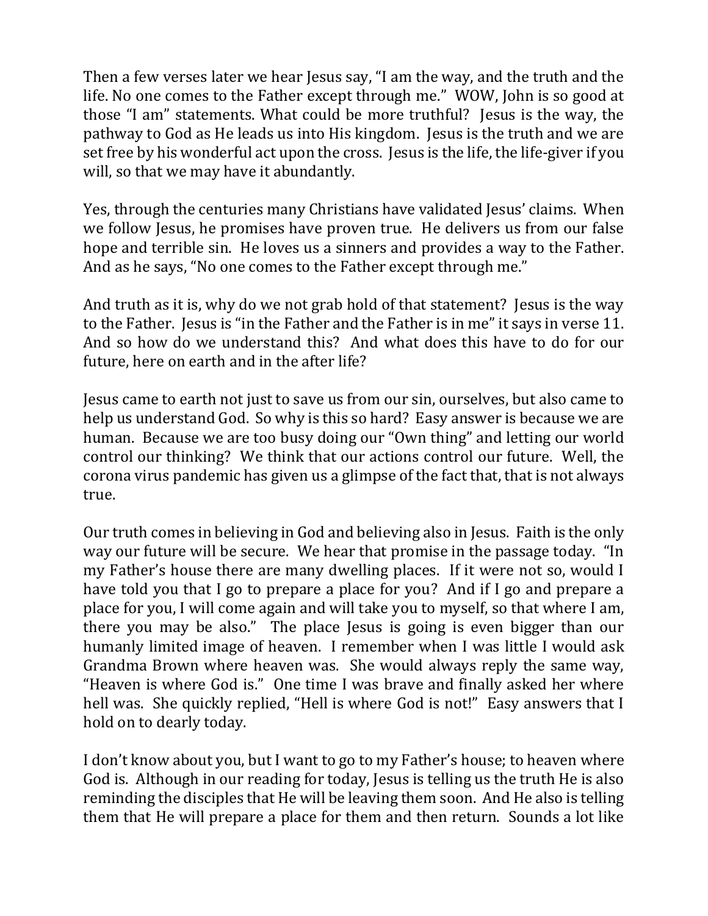Then a few verses later we hear Jesus say, "I am the way, and the truth and the life. No one comes to the Father except through me." WOW, John is so good at those "I am" statements. What could be more truthful? Jesus is the way, the pathway to God as He leads us into His kingdom. Jesus is the truth and we are set free by his wonderful act upon the cross. Jesus is the life, the life-giver if you will, so that we may have it abundantly.

Yes, through the centuries many Christians have validated Jesus' claims. When we follow Jesus, he promises have proven true. He delivers us from our false hope and terrible sin. He loves us a sinners and provides a way to the Father. And as he says, "No one comes to the Father except through me."

And truth as it is, why do we not grab hold of that statement? Jesus is the way to the Father. Jesus is "in the Father and the Father is in me" it says in verse 11. And so how do we understand this? And what does this have to do for our future, here on earth and in the after life?

Jesus came to earth not just to save us from our sin, ourselves, but also came to help us understand God. So why is this so hard? Easy answer is because we are human. Because we are too busy doing our "Own thing" and letting our world control our thinking? We think that our actions control our future. Well, the corona virus pandemic has given us a glimpse of the fact that, that is not always true.

Our truth comes in believing in God and believing also in Jesus. Faith is the only way our future will be secure. We hear that promise in the passage today. "In my Father's house there are many dwelling places. If it were not so, would I have told you that I go to prepare a place for you? And if I go and prepare a place for you, I will come again and will take you to myself, so that where I am, there you may be also." The place Jesus is going is even bigger than our humanly limited image of heaven. I remember when I was little I would ask Grandma Brown where heaven was. She would always reply the same way, "Heaven is where God is." One time I was brave and finally asked her where hell was. She quickly replied, "Hell is where God is not!" Easy answers that I hold on to dearly today.

I don't know about you, but I want to go to my Father's house; to heaven where God is. Although in our reading for today, Jesus is telling us the truth He is also reminding the disciples that He will be leaving them soon. And He also is telling them that He will prepare a place for them and then return. Sounds a lot like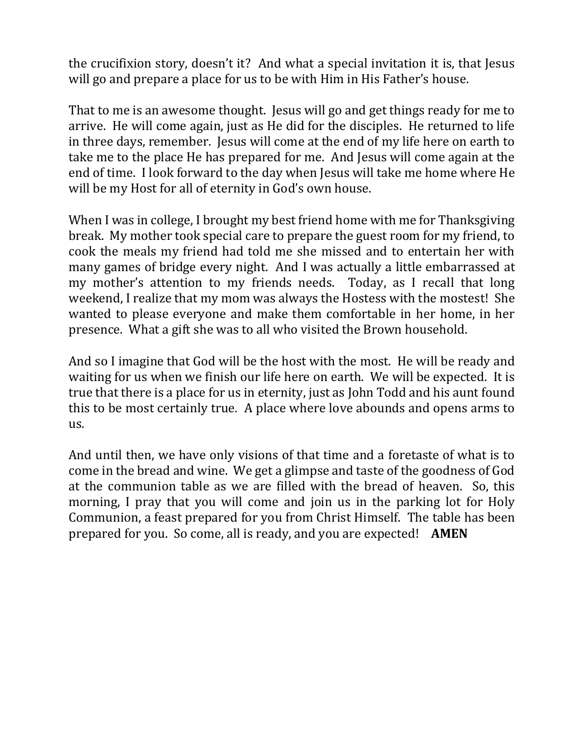the crucifixion story, doesn't it? And what a special invitation it is, that Jesus will go and prepare a place for us to be with Him in His Father's house.

That to me is an awesome thought. Jesus will go and get things ready for me to arrive. He will come again, just as He did for the disciples. He returned to life in three days, remember. Jesus will come at the end of my life here on earth to take me to the place He has prepared for me. And Jesus will come again at the end of time. I look forward to the day when Jesus will take me home where He will be my Host for all of eternity in God's own house.

When I was in college, I brought my best friend home with me for Thanksgiving break. My mother took special care to prepare the guest room for my friend, to cook the meals my friend had told me she missed and to entertain her with many games of bridge every night. And I was actually a little embarrassed at my mother's attention to my friends needs. Today, as I recall that long weekend, I realize that my mom was always the Hostess with the mostest! She wanted to please everyone and make them comfortable in her home, in her presence. What a gift she was to all who visited the Brown household.

And so I imagine that God will be the host with the most. He will be ready and waiting for us when we finish our life here on earth. We will be expected. It is true that there is a place for us in eternity, just as John Todd and his aunt found this to be most certainly true. A place where love abounds and opens arms to us.

And until then, we have only visions of that time and a foretaste of what is to come in the bread and wine. We get a glimpse and taste of the goodness of God at the communion table as we are filled with the bread of heaven. So, this morning, I pray that you will come and join us in the parking lot for Holy Communion, a feast prepared for you from Christ Himself. The table has been prepared for you. So come, all is ready, and you are expected! **AMEN**